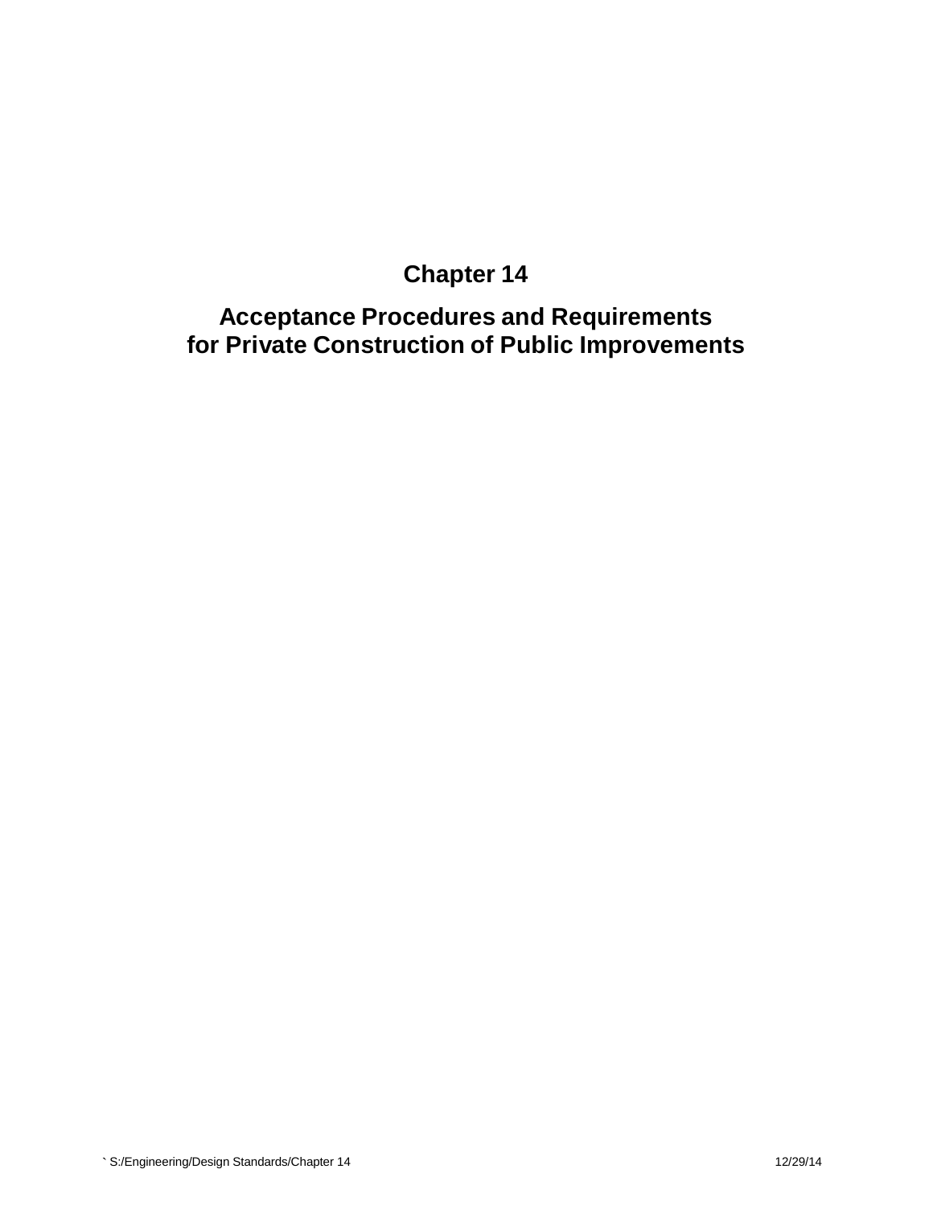# Chapter 14

## Acceptance Procedures and Requirements for Private Construction of Public Improvements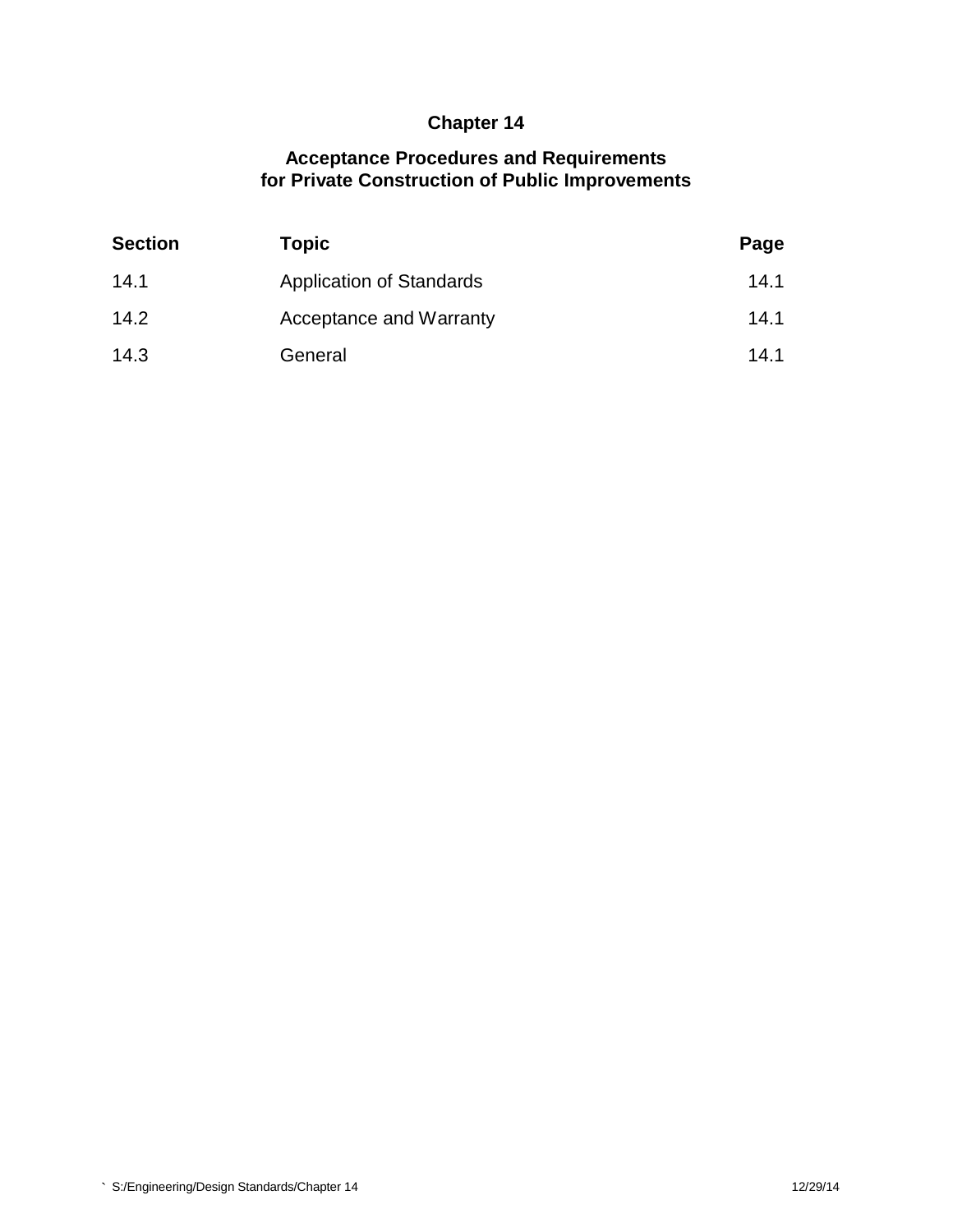# Chapter 14

## Acceptance Procedures and Requirements for Private Construction of Public Improvements

| Section | Topic | Page |
|---|---|---|
| 14.1 | Application of Standards | 14.1 |
| 14.2 | Acceptance and Warranty | 14.1 |
| 14.3 | General | 14.1 |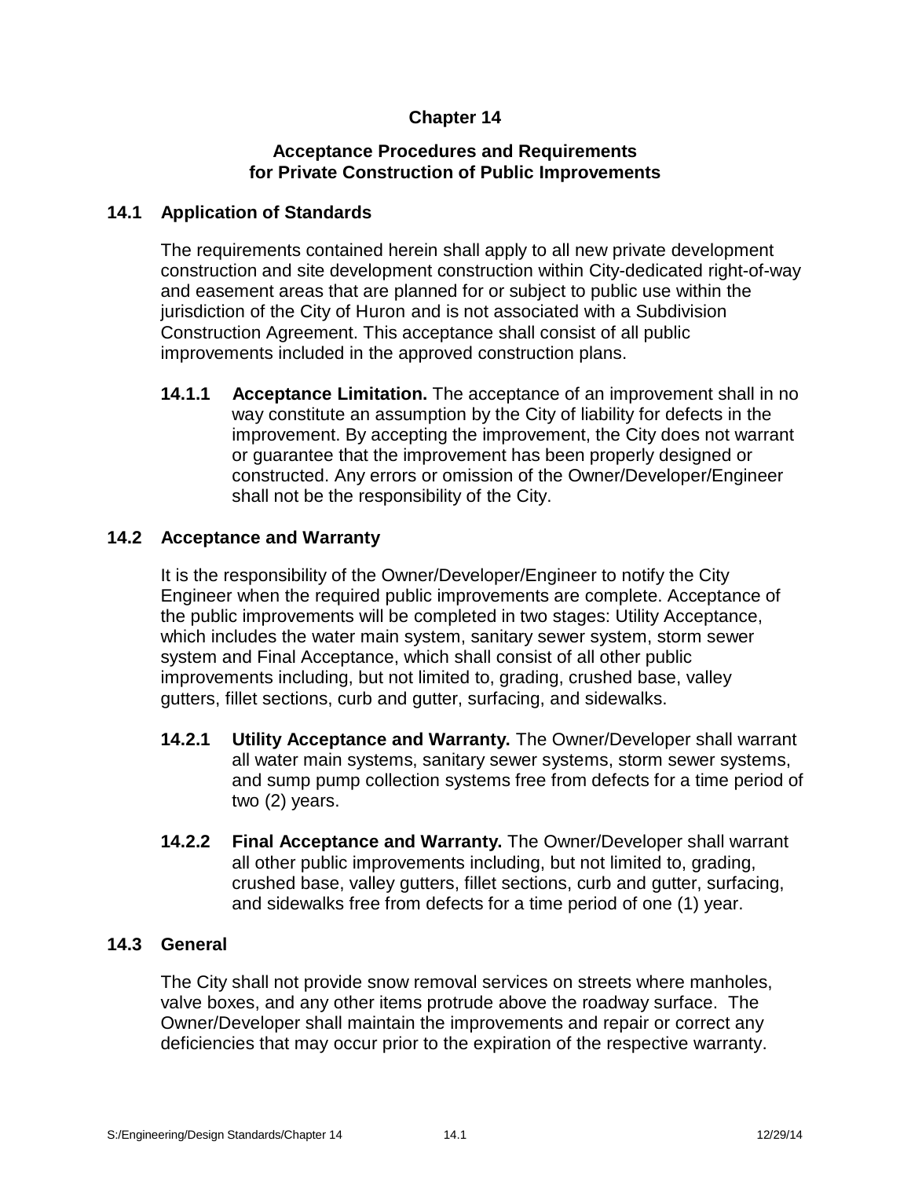# Chapter 14

## Acceptance Procedures and Requirements for Private Construction of Public Improvements

### 14.1 Application of Standards

The requirements contained herein shall apply to all new private development construction and site development construction within City-dedicated right-of-way and easement areas that are planned for or subject to public use within the jurisdiction of the City of Huron and is not associated with a Subdivision Construction Agreement. This acceptance shall consist of all public improvements included in the approved construction plans.

**14.1.1 Acceptance Limitation.** The acceptance of an improvement shall in no way constitute an assumption by the City of liability for defects in the improvement. By accepting the improvement, the City does not warrant or guarantee that the improvement has been properly designed or constructed. Any errors or omission of the Owner/Developer/Engineer shall not be the responsibility of the City.

### 14.2 Acceptance and Warranty

It is the responsibility of the Owner/Developer/Engineer to notify the City Engineer when the required public improvements are complete. Acceptance of the public improvements will be completed in two stages: Utility Acceptance, which includes the water main system, sanitary sewer system, storm sewer system and Final Acceptance, which shall consist of all other public improvements including, but not limited to, grading, crushed base, valley gutters, fillet sections, curb and gutter, surfacing, and sidewalks.

**14.2.1 Utility Acceptance and Warranty.** The Owner/Developer shall warrant all water main systems, sanitary sewer systems, storm sewer systems, and sump pump collection systems free from defects for a time period of two (2) years.

**14.2.2 Final Acceptance and Warranty.** The Owner/Developer shall warrant all other public improvements including, but not limited to, grading, crushed base, valley gutters, fillet sections, curb and gutter, surfacing, and sidewalks free from defects for a time period of one (1) year.

### 14.3 General

The City shall not provide snow removal services on streets where manholes, valve boxes, and any other items protrude above the roadway surface. The Owner/Developer shall maintain the improvements and repair or correct any deficiencies that may occur prior to the expiration of the respective warranty.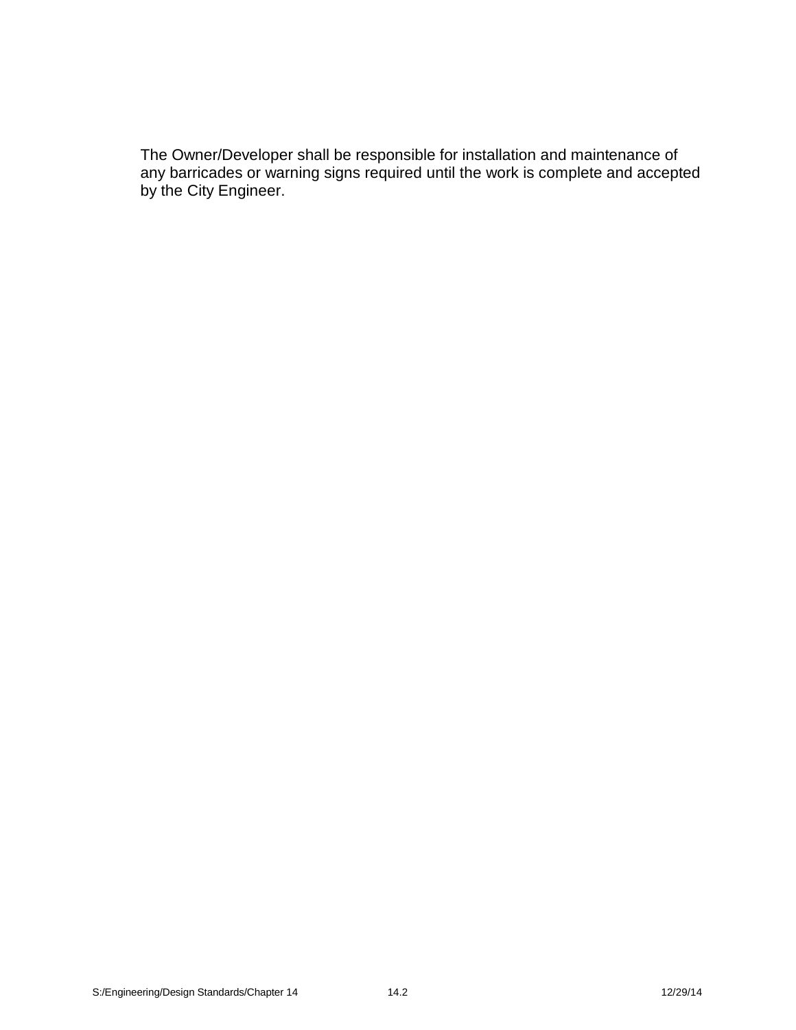The Owner/Developer shall be responsible for installation and maintenance of any barricades or warning signs required until the work is complete and accepted by the City Engineer.